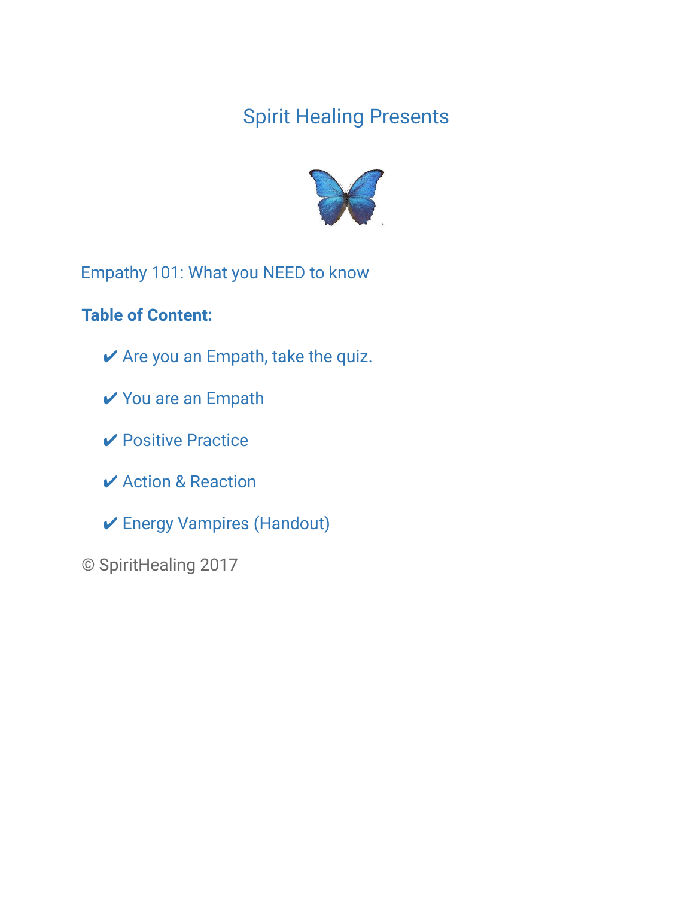# Spirit Healing Presents

## Empathy 101: What you NEED to know

**Table of Content:**

- ✔ Are you an Empath, take the quiz.
- ✔ You are an Empath
- ✔ Positive Practice
- ✔ Action & Reaction
- ✔ Energy Vampires (Handout)

© SpiritHealing 2017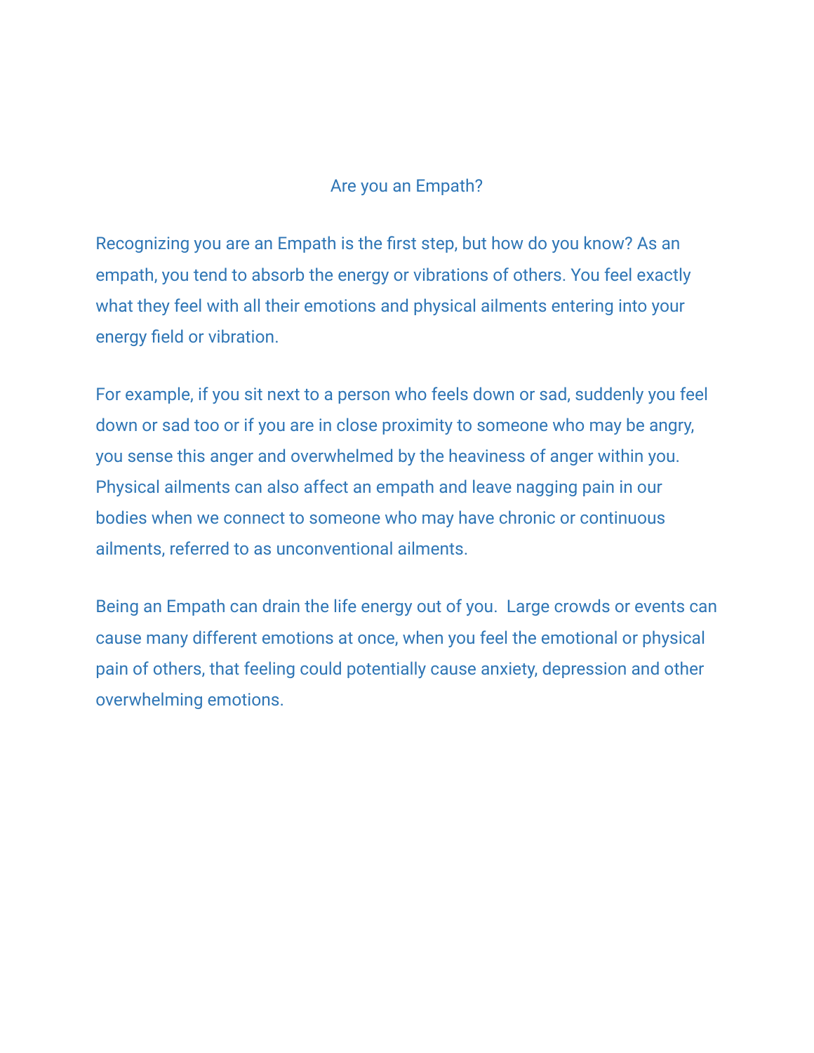# Are you an Empath?

Recognizing you are an Empath is the first step, but how do you know? As an empath, you tend to absorb the energy or vibrations of others. You feel exactly what they feel with all their emotions and physical ailments entering into your energy field or vibration.

For example, if you sit next to a person who feels down or sad, suddenly you feel down or sad too or if you are in close proximity to someone who may be angry, you sense this anger and overwhelmed by the heaviness of anger within you. Physical ailments can also affect an empath and leave nagging pain in our bodies when we connect to someone who may have chronic or continuous ailments, referred to as unconventional ailments.

Being an Empath can drain the life energy out of you.  Large crowds or events can cause many different emotions at once, when you feel the emotional or physical pain of others, that feeling could potentially cause anxiety, depression and other overwhelming emotions.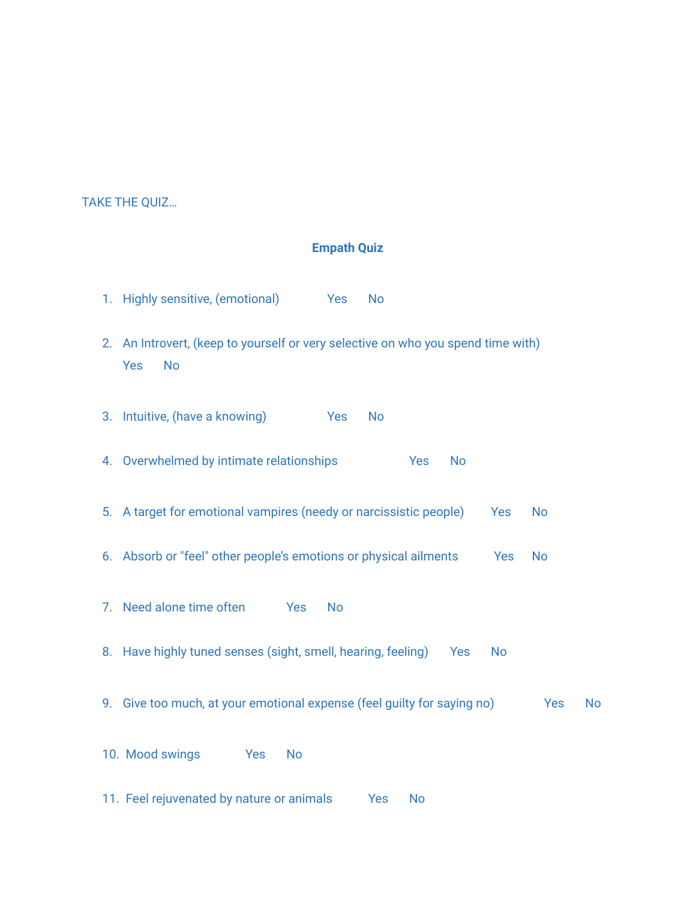TAKE THE QUIZ…

## Empath Quiz

1. Highly sensitive, (emotional) Yes No
2. An Introvert, (keep to yourself or very selective on who you spend time with) Yes No
3. Intuitive, (have a knowing) Yes No
4. Overwhelmed by intimate relationships Yes No
5. A target for emotional vampires (needy or narcissistic people) Yes No
6. Absorb or "feel" other people's emotions or physical ailments Yes No
7. Need alone time often Yes No
8. Have highly tuned senses (sight, smell, hearing, feeling) Yes No
9. Give too much, at your emotional expense (feel guilty for saying no) Yes No
10. Mood swings Yes No
11. Feel rejuvenated by nature or animals Yes No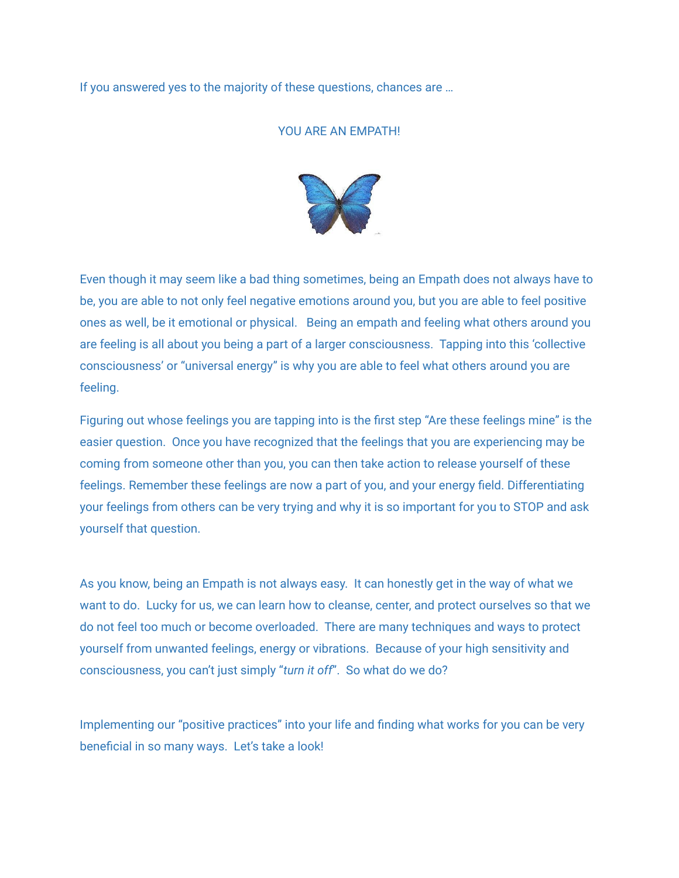If you answered yes to the majority of these questions, chances are …

YOU ARE AN EMPATH!

Even though it may seem like a bad thing sometimes, being an Empath does not always have to be, you are able to not only feel negative emotions around you, but you are able to feel positive ones as well, be it emotional or physical.  Being an empath and feeling what others around you are feeling is all about you being a part of a larger consciousness.  Tapping into this 'collective consciousness' or "universal energy" is why you are able to feel what others around you are feeling.

Figuring out whose feelings you are tapping into is the first step "Are these feelings mine" is the easier question.  Once you have recognized that the feelings that you are experiencing may be coming from someone other than you, you can then take action to release yourself of these feelings. Remember these feelings are now a part of you, and your energy field. Differentiating your feelings from others can be very trying and why it is so important for you to STOP and ask yourself that question.

As you know, being an Empath is not always easy.  It can honestly get in the way of what we want to do.  Lucky for us, we can learn how to cleanse, center, and protect ourselves so that we do not feel too much or become overloaded.  There are many techniques and ways to protect yourself from unwanted feelings, energy or vibrations.  Because of your high sensitivity and consciousness, you can't just simply "*turn it off*".  So what do we do?

Implementing our "positive practices" into your life and finding what works for you can be very beneficial in so many ways.  Let's take a look!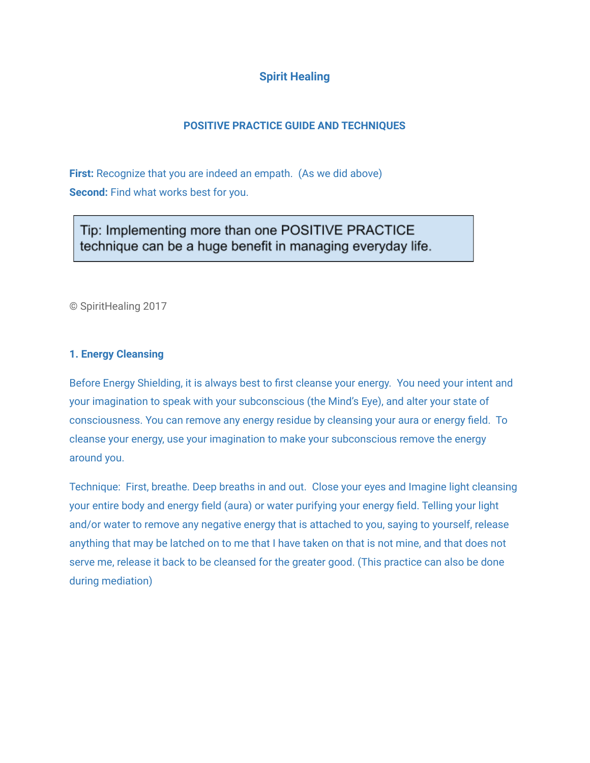# Spirit Healing

## POSITIVE PRACTICE GUIDE AND TECHNIQUES

**First:** Recognize that you are indeed an empath. (As we did above)
**Second:** Find what works best for you.

> Tip: Implementing more than one POSITIVE PRACTICE technique can be a huge benefit in managing everyday life.

© SpiritHealing 2017

### 1. Energy Cleansing

Before Energy Shielding, it is always best to first cleanse your energy. You need your intent and your imagination to speak with your subconscious (the Mind's Eye), and alter your state of consciousness. You can remove any energy residue by cleansing your aura or energy field. To cleanse your energy, use your imagination to make your subconscious remove the energy around you.

Technique: First, breathe. Deep breaths in and out. Close your eyes and Imagine light cleansing your entire body and energy field (aura) or water purifying your energy field. Telling your light and/or water to remove any negative energy that is attached to you, saying to yourself, release anything that may be latched on to me that I have taken on that is not mine, and that does not serve me, release it back to be cleansed for the greater good. (This practice can also be done during mediation)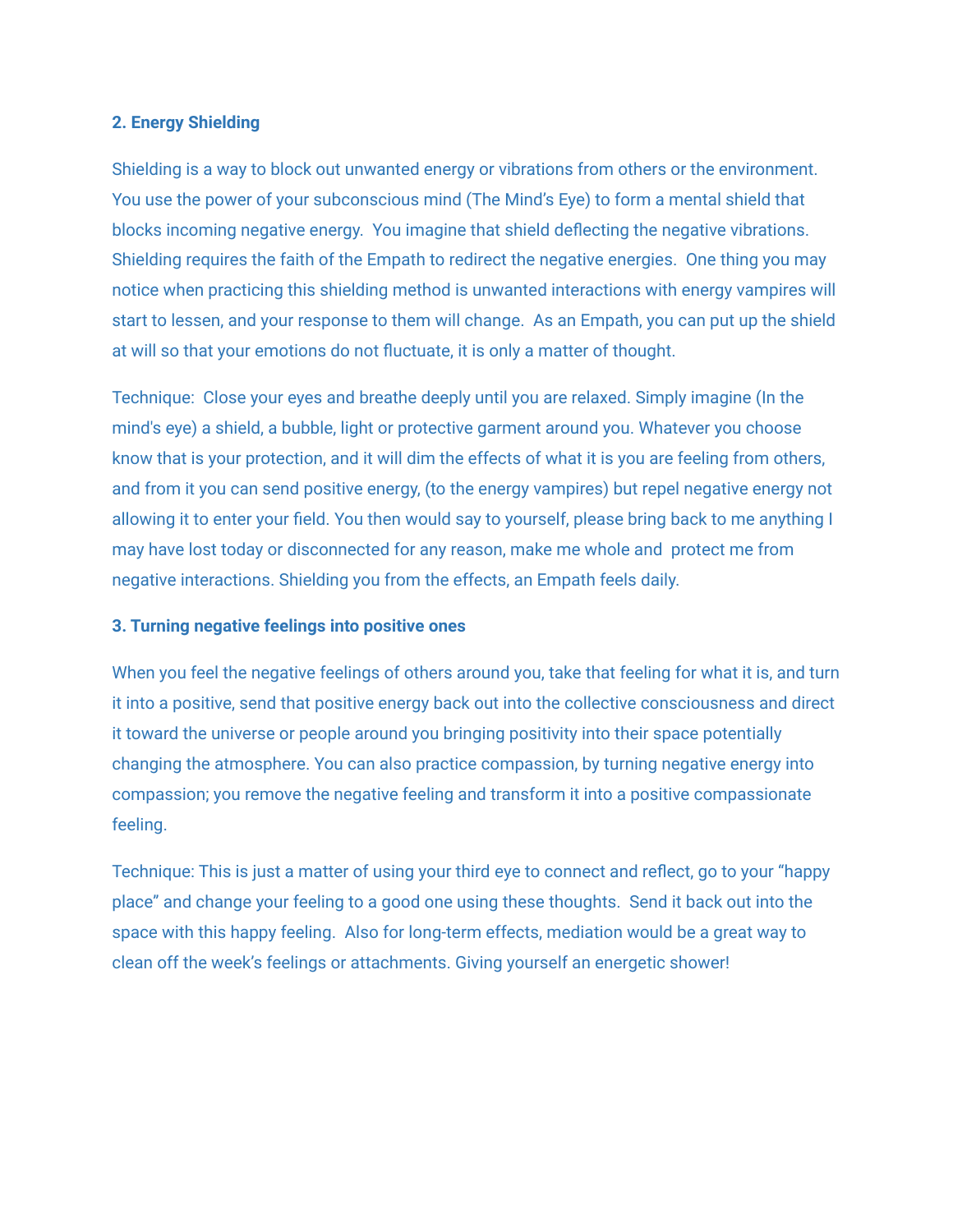**2. Energy Shielding**

Shielding is a way to block out unwanted energy or vibrations from others or the environment. You use the power of your subconscious mind (The Mind's Eye) to form a mental shield that blocks incoming negative energy. You imagine that shield deflecting the negative vibrations. Shielding requires the faith of the Empath to redirect the negative energies. One thing you may notice when practicing this shielding method is unwanted interactions with energy vampires will start to lessen, and your response to them will change. As an Empath, you can put up the shield at will so that your emotions do not fluctuate, it is only a matter of thought.

Technique: Close your eyes and breathe deeply until you are relaxed. Simply imagine (In the mind's eye) a shield, a bubble, light or protective garment around you. Whatever you choose know that is your protection, and it will dim the effects of what it is you are feeling from others, and from it you can send positive energy, (to the energy vampires) but repel negative energy not allowing it to enter your field. You then would say to yourself, please bring back to me anything I may have lost today or disconnected for any reason, make me whole and protect me from negative interactions. Shielding you from the effects, an Empath feels daily.

**3. Turning negative feelings into positive ones**

When you feel the negative feelings of others around you, take that feeling for what it is, and turn it into a positive, send that positive energy back out into the collective consciousness and direct it toward the universe or people around you bringing positivity into their space potentially changing the atmosphere. You can also practice compassion, by turning negative energy into compassion; you remove the negative feeling and transform it into a positive compassionate feeling.

Technique: This is just a matter of using your third eye to connect and reflect, go to your "happy place" and change your feeling to a good one using these thoughts. Send it back out into the space with this happy feeling. Also for long-term effects, mediation would be a great way to clean off the week's feelings or attachments. Giving yourself an energetic shower!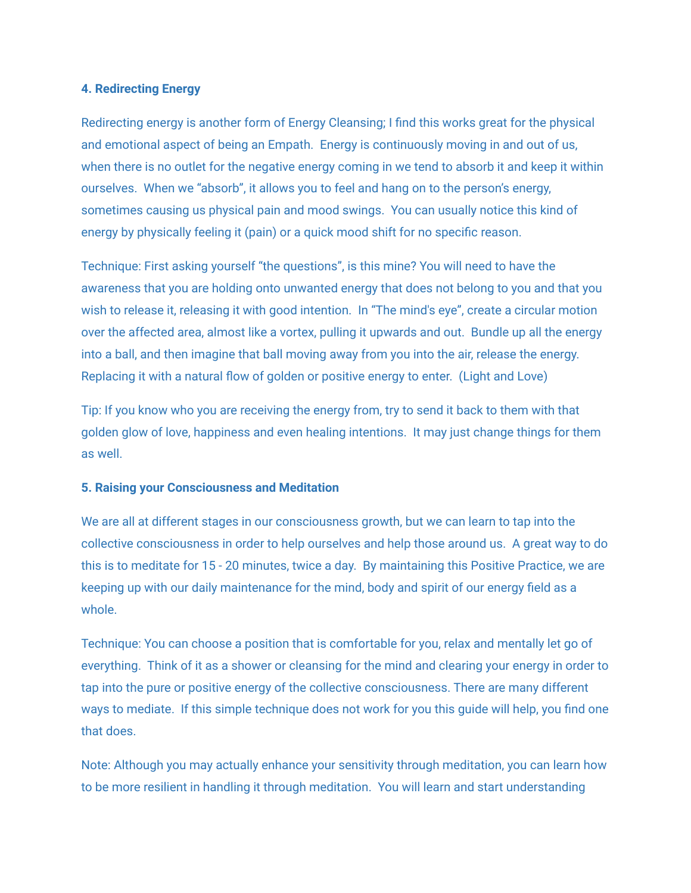**4. Redirecting Energy**

Redirecting energy is another form of Energy Cleansing; I find this works great for the physical and emotional aspect of being an Empath. Energy is continuously moving in and out of us, when there is no outlet for the negative energy coming in we tend to absorb it and keep it within ourselves. When we "absorb", it allows you to feel and hang on to the person's energy, sometimes causing us physical pain and mood swings. You can usually notice this kind of energy by physically feeling it (pain) or a quick mood shift for no specific reason.

Technique: First asking yourself "the questions", is this mine? You will need to have the awareness that you are holding onto unwanted energy that does not belong to you and that you wish to release it, releasing it with good intention. In "The mind's eye", create a circular motion over the affected area, almost like a vortex, pulling it upwards and out. Bundle up all the energy into a ball, and then imagine that ball moving away from you into the air, release the energy. Replacing it with a natural flow of golden or positive energy to enter. (Light and Love)

Tip: If you know who you are receiving the energy from, try to send it back to them with that golden glow of love, happiness and even healing intentions. It may just change things for them as well.

**5. Raising your Consciousness and Meditation**

We are all at different stages in our consciousness growth, but we can learn to tap into the collective consciousness in order to help ourselves and help those around us. A great way to do this is to meditate for 15 - 20 minutes, twice a day. By maintaining this Positive Practice, we are keeping up with our daily maintenance for the mind, body and spirit of our energy field as a whole.

Technique: You can choose a position that is comfortable for you, relax and mentally let go of everything. Think of it as a shower or cleansing for the mind and clearing your energy in order to tap into the pure or positive energy of the collective consciousness. There are many different ways to mediate. If this simple technique does not work for you this guide will help, you find one that does.

Note: Although you may actually enhance your sensitivity through meditation, you can learn how to be more resilient in handling it through meditation. You will learn and start understanding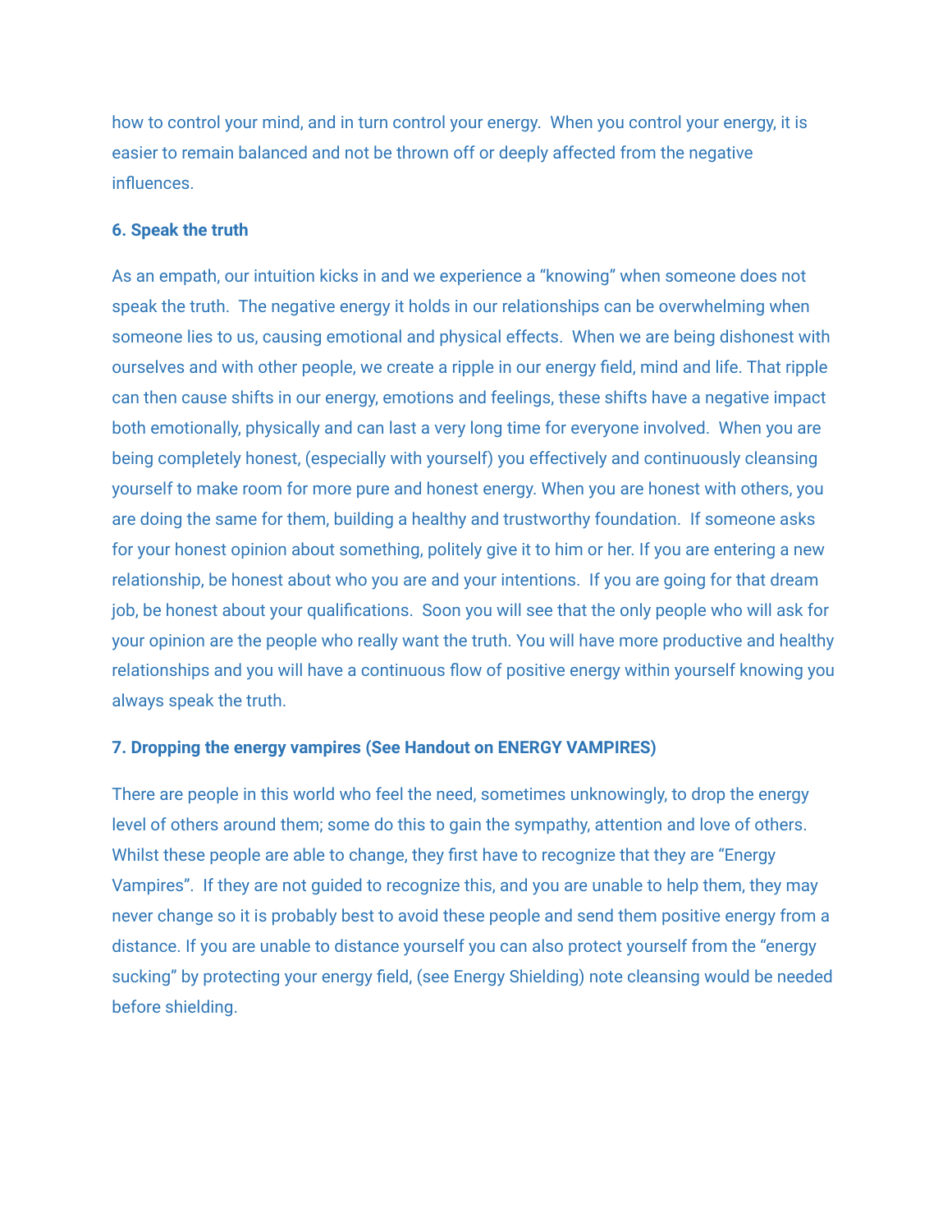how to control your mind, and in turn control your energy. When you control your energy, it is easier to remain balanced and not be thrown off or deeply affected from the negative influences.

**6. Speak the truth**

As an empath, our intuition kicks in and we experience a "knowing" when someone does not speak the truth. The negative energy it holds in our relationships can be overwhelming when someone lies to us, causing emotional and physical effects. When we are being dishonest with ourselves and with other people, we create a ripple in our energy field, mind and life. That ripple can then cause shifts in our energy, emotions and feelings, these shifts have a negative impact both emotionally, physically and can last a very long time for everyone involved. When you are being completely honest, (especially with yourself) you effectively and continuously cleansing yourself to make room for more pure and honest energy. When you are honest with others, you are doing the same for them, building a healthy and trustworthy foundation. If someone asks for your honest opinion about something, politely give it to him or her. If you are entering a new relationship, be honest about who you are and your intentions. If you are going for that dream job, be honest about your qualifications. Soon you will see that the only people who will ask for your opinion are the people who really want the truth. You will have more productive and healthy relationships and you will have a continuous flow of positive energy within yourself knowing you always speak the truth.

**7. Dropping the energy vampires (See Handout on ENERGY VAMPIRES)**

There are people in this world who feel the need, sometimes unknowingly, to drop the energy level of others around them; some do this to gain the sympathy, attention and love of others. Whilst these people are able to change, they first have to recognize that they are "Energy Vampires". If they are not guided to recognize this, and you are unable to help them, they may never change so it is probably best to avoid these people and send them positive energy from a distance. If you are unable to distance yourself you can also protect yourself from the "energy sucking" by protecting your energy field, (see Energy Shielding) note cleansing would be needed before shielding.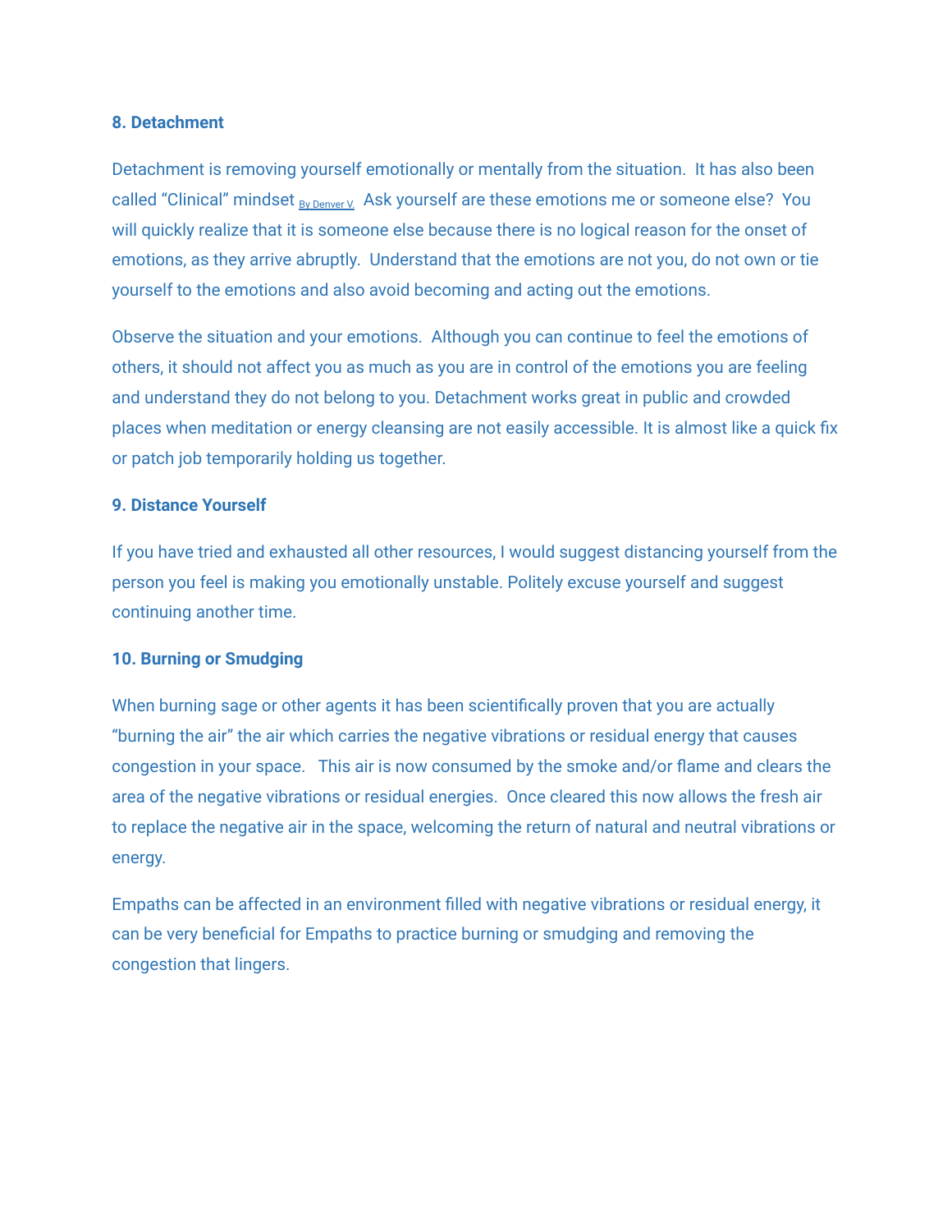**8. Detachment**

Detachment is removing yourself emotionally or mentally from the situation.  It has also been called "Clinical" mindset By Denver V.  Ask yourself are these emotions me or someone else?  You will quickly realize that it is someone else because there is no logical reason for the onset of emotions, as they arrive abruptly.  Understand that the emotions are not you, do not own or tie yourself to the emotions and also avoid becoming and acting out the emotions.

Observe the situation and your emotions.  Although you can continue to feel the emotions of others, it should not affect you as much as you are in control of the emotions you are feeling and understand they do not belong to you. Detachment works great in public and crowded places when meditation or energy cleansing are not easily accessible. It is almost like a quick fix or patch job temporarily holding us together.

**9. Distance Yourself**

If you have tried and exhausted all other resources, I would suggest distancing yourself from the person you feel is making you emotionally unstable. Politely excuse yourself and suggest continuing another time.

**10. Burning or Smudging**

When burning sage or other agents it has been scientifically proven that you are actually "burning the air" the air which carries the negative vibrations or residual energy that causes congestion in your space.   This air is now consumed by the smoke and/or flame and clears the area of the negative vibrations or residual energies.  Once cleared this now allows the fresh air to replace the negative air in the space, welcoming the return of natural and neutral vibrations or energy.

Empaths can be affected in an environment filled with negative vibrations or residual energy, it can be very beneficial for Empaths to practice burning or smudging and removing the congestion that lingers.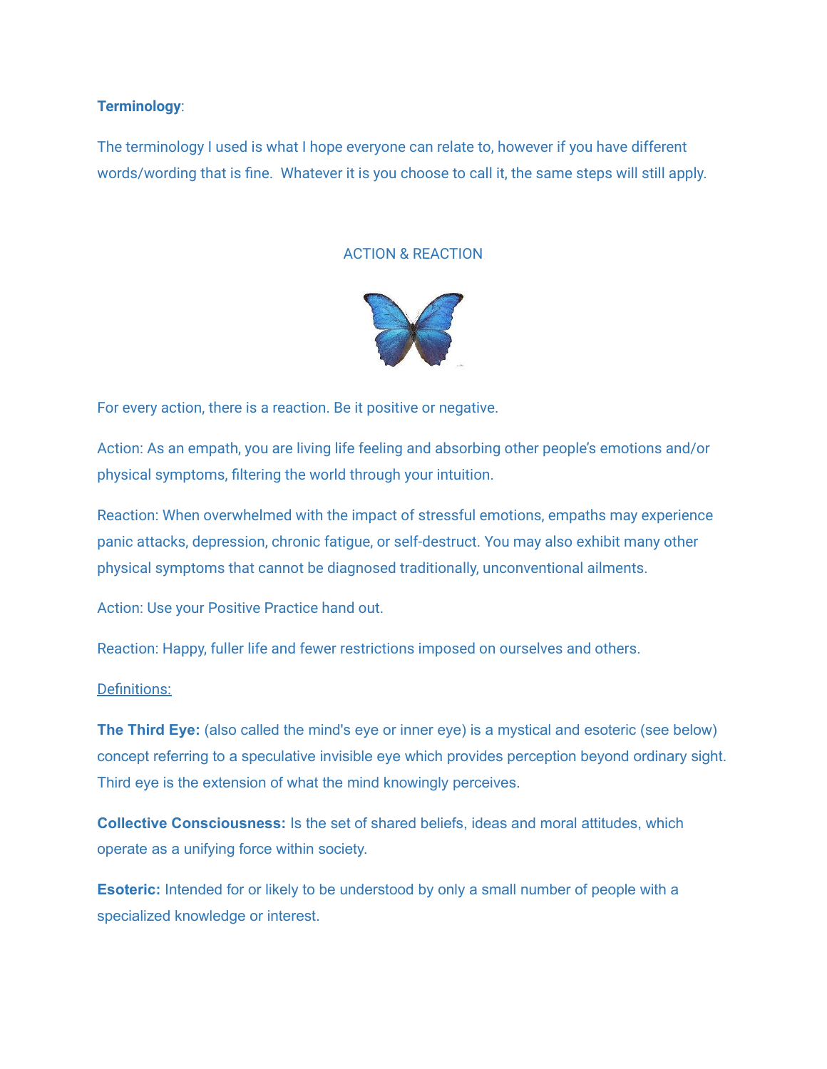**Terminology**:

The terminology I used is what I hope everyone can relate to, however if you have different words/wording that is fine.  Whatever it is you choose to call it, the same steps will still apply.

ACTION & REACTION

For every action, there is a reaction. Be it positive or negative.

Action: As an empath, you are living life feeling and absorbing other people's emotions and/or physical symptoms, filtering the world through your intuition.

Reaction: When overwhelmed with the impact of stressful emotions, empaths may experience panic attacks, depression, chronic fatigue, or self-destruct. You may also exhibit many other physical symptoms that cannot be diagnosed traditionally, unconventional ailments.

Action: Use your Positive Practice hand out.

Reaction: Happy, fuller life and fewer restrictions imposed on ourselves and others.

<u>Definitions:</u>

**The Third Eye:** (also called the mind's eye or inner eye) is a mystical and esoteric (see below) concept referring to a speculative invisible eye which provides perception beyond ordinary sight. Third eye is the extension of what the mind knowingly perceives.

**Collective Consciousness:** Is the set of shared beliefs, ideas and moral attitudes, which operate as a unifying force within society.

**Esoteric:** Intended for or likely to be understood by only a small number of people with a specialized knowledge or interest.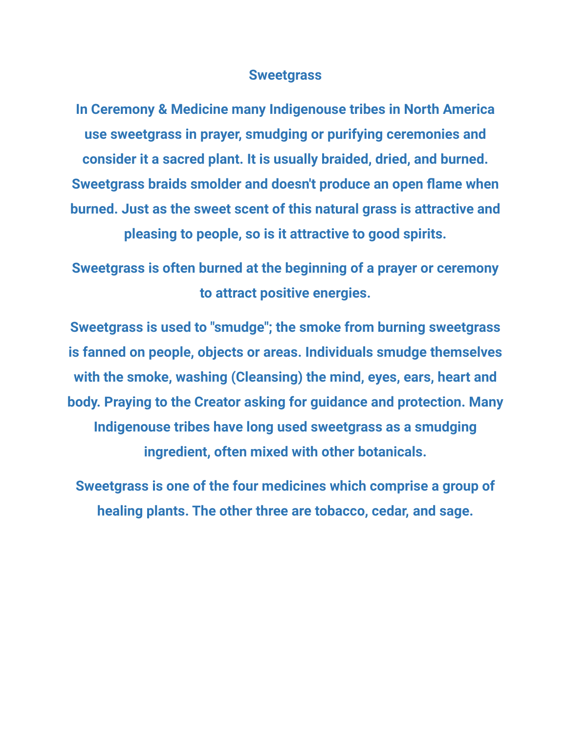# Sweetgrass

In Ceremony & Medicine many Indigenouse tribes in North America use sweetgrass in prayer, smudging or purifying ceremonies and consider it a sacred plant. It is usually braided, dried, and burned. Sweetgrass braids smolder and doesn't produce an open flame when burned. Just as the sweet scent of this natural grass is attractive and pleasing to people, so is it attractive to good spirits.

Sweetgrass is often burned at the beginning of a prayer or ceremony to attract positive energies.

Sweetgrass is used to "smudge"; the smoke from burning sweetgrass is fanned on people, objects or areas. Individuals smudge themselves with the smoke, washing (Cleansing) the mind, eyes, ears, heart and body. Praying to the Creator asking for guidance and protection. Many Indigenouse tribes have long used sweetgrass as a smudging ingredient, often mixed with other botanicals.

Sweetgrass is one of the four medicines which comprise a group of healing plants. The other three are tobacco, cedar, and sage.